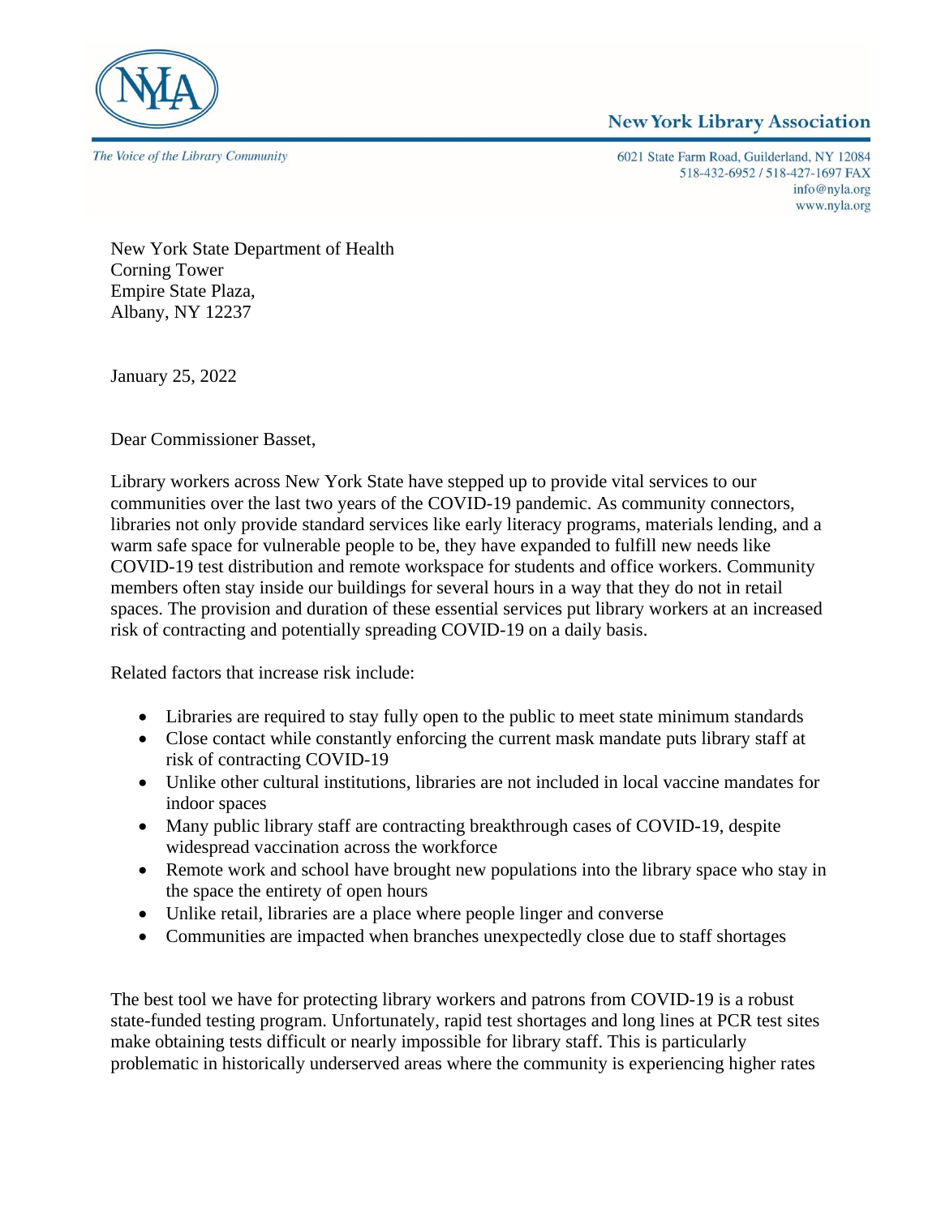NYLA

**New York Library Association**

*The Voice of the Library Community*

6021 State Farm Road, Guilderland, NY 12084
518-432-6952 / 518-427-1697 FAX
info@nyla.org
www.nyla.org

New York State Department of Health
Corning Tower
Empire State Plaza,
Albany, NY 12237

January 25, 2022

Dear Commissioner Basset,

Library workers across New York State have stepped up to provide vital services to our communities over the last two years of the COVID-19 pandemic. As community connectors, libraries not only provide standard services like early literacy programs, materials lending, and a warm safe space for vulnerable people to be, they have expanded to fulfill new needs like COVID-19 test distribution and remote workspace for students and office workers. Community members often stay inside our buildings for several hours in a way that they do not in retail spaces. The provision and duration of these essential services put library workers at an increased risk of contracting and potentially spreading COVID-19 on a daily basis.

Related factors that increase risk include:

- Libraries are required to stay fully open to the public to meet state minimum standards
- Close contact while constantly enforcing the current mask mandate puts library staff at risk of contracting COVID-19
- Unlike other cultural institutions, libraries are not included in local vaccine mandates for indoor spaces
- Many public library staff are contracting breakthrough cases of COVID-19, despite widespread vaccination across the workforce
- Remote work and school have brought new populations into the library space who stay in the space the entirety of open hours
- Unlike retail, libraries are a place where people linger and converse
- Communities are impacted when branches unexpectedly close due to staff shortages

The best tool we have for protecting library workers and patrons from COVID-19 is a robust state-funded testing program. Unfortunately, rapid test shortages and long lines at PCR test sites make obtaining tests difficult or nearly impossible for library staff. This is particularly problematic in historically underserved areas where the community is experiencing higher rates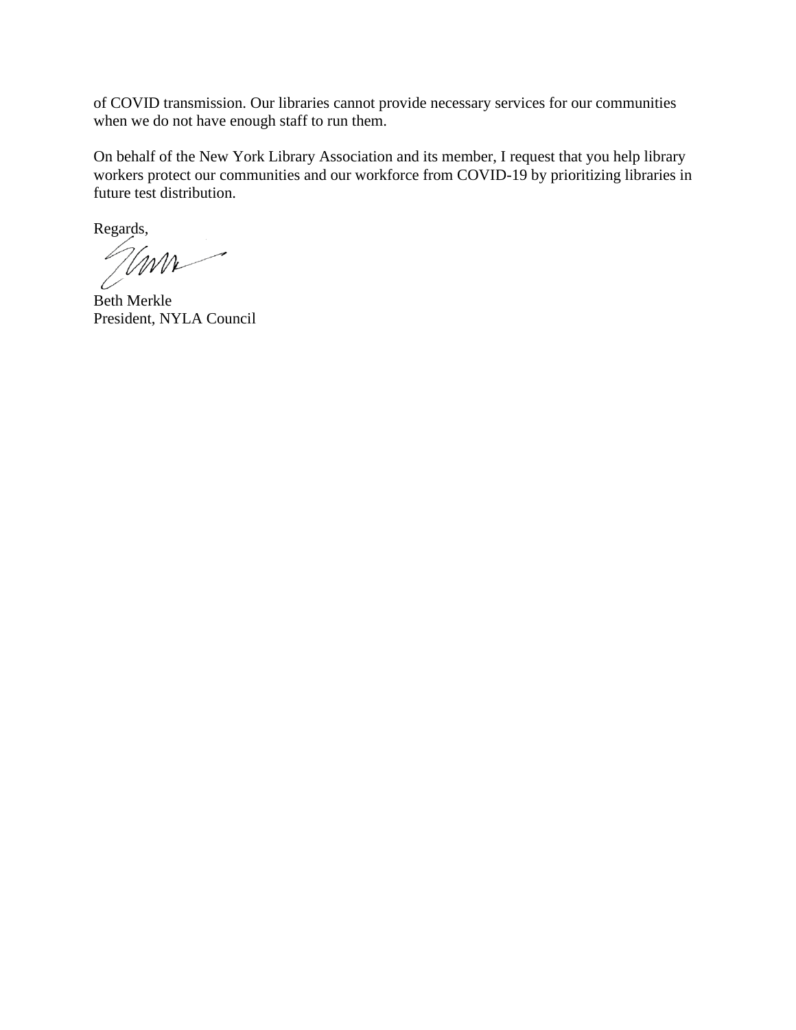of COVID transmission. Our libraries cannot provide necessary services for our communities when we do not have enough staff to run them.

On behalf of the New York Library Association and its member, I request that you help library workers protect our communities and our workforce from COVID-19 by prioritizing libraries in future test distribution.

Regards,

Beth Merkle
President, NYLA Council